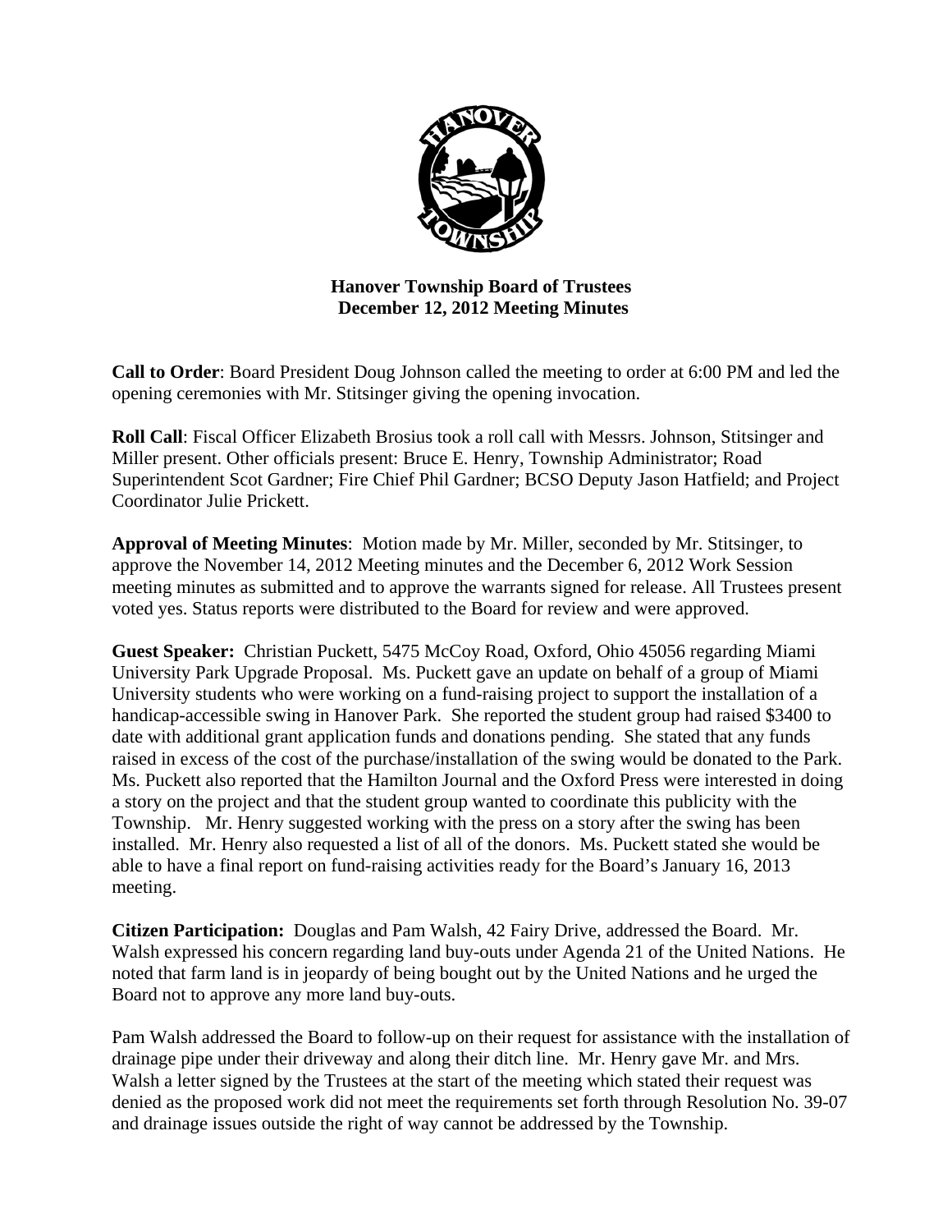**Hanover Township Board of Trustees**
**December 12, 2012 Meeting Minutes**

**Call to Order**: Board President Doug Johnson called the meeting to order at 6:00 PM and led the opening ceremonies with Mr. Stitsinger giving the opening invocation.

**Roll Call**: Fiscal Officer Elizabeth Brosius took a roll call with Messrs. Johnson, Stitsinger and Miller present. Other officials present: Bruce E. Henry, Township Administrator; Road Superintendent Scot Gardner; Fire Chief Phil Gardner; BCSO Deputy Jason Hatfield; and Project Coordinator Julie Prickett.

**Approval of Meeting Minutes**: Motion made by Mr. Miller, seconded by Mr. Stitsinger, to approve the November 14, 2012 Meeting minutes and the December 6, 2012 Work Session meeting minutes as submitted and to approve the warrants signed for release. All Trustees present voted yes. Status reports were distributed to the Board for review and were approved.

**Guest Speaker:** Christian Puckett, 5475 McCoy Road, Oxford, Ohio 45056 regarding Miami University Park Upgrade Proposal. Ms. Puckett gave an update on behalf of a group of Miami University students who were working on a fund-raising project to support the installation of a handicap-accessible swing in Hanover Park. She reported the student group had raised $3400 to date with additional grant application funds and donations pending. She stated that any funds raised in excess of the cost of the purchase/installation of the swing would be donated to the Park. Ms. Puckett also reported that the Hamilton Journal and the Oxford Press were interested in doing a story on the project and that the student group wanted to coordinate this publicity with the Township. Mr. Henry suggested working with the press on a story after the swing has been installed. Mr. Henry also requested a list of all of the donors. Ms. Puckett stated she would be able to have a final report on fund-raising activities ready for the Board's January 16, 2013 meeting.

**Citizen Participation:** Douglas and Pam Walsh, 42 Fairy Drive, addressed the Board. Mr. Walsh expressed his concern regarding land buy-outs under Agenda 21 of the United Nations. He noted that farm land is in jeopardy of being bought out by the United Nations and he urged the Board not to approve any more land buy-outs.

Pam Walsh addressed the Board to follow-up on their request for assistance with the installation of drainage pipe under their driveway and along their ditch line. Mr. Henry gave Mr. and Mrs. Walsh a letter signed by the Trustees at the start of the meeting which stated their request was denied as the proposed work did not meet the requirements set forth through Resolution No. 39-07 and drainage issues outside the right of way cannot be addressed by the Township.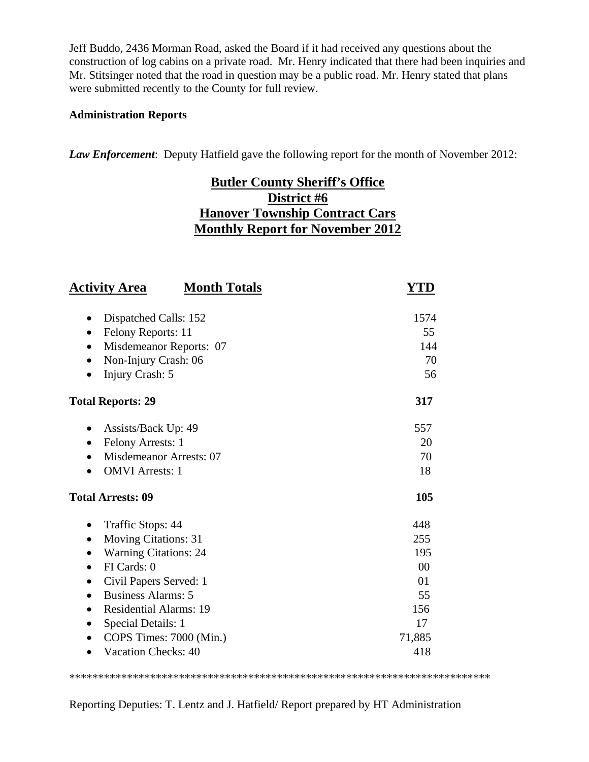Jeff Buddo, 2436 Morman Road, asked the Board if it had received any questions about the construction of log cabins on a private road. Mr. Henry indicated that there had been inquiries and Mr. Stitsinger noted that the road in question may be a public road. Mr. Henry stated that plans were submitted recently to the County for full review.

**Administration Reports**

***Law Enforcement***: Deputy Hatfield gave the following report for the month of November 2012:

## Butler County Sheriff's Office
## District #6
## Hanover Township Contract Cars
## Monthly Report for November 2012

| Activity Area / Month Totals | YTD |
|---|---|
| • Dispatched Calls: 152 | 1574 |
| • Felony Reports: 11 | 55 |
| • Misdemeanor Reports: 07 | 144 |
| • Non-Injury Crash: 06 | 70 |
| • Injury Crash: 5 | 56 |
| **Total Reports: 29** | **317** |
| • Assists/Back Up: 49 | 557 |
| • Felony Arrests: 1 | 20 |
| • Misdemeanor Arrests: 07 | 70 |
| • OMVI Arrests: 1 | 18 |
| **Total Arrests: 09** | **105** |
| • Traffic Stops: 44 | 448 |
| • Moving Citations: 31 | 255 |
| • Warning Citations: 24 | 195 |
| • FI Cards: 0 | 00 |
| • Civil Papers Served: 1 | 01 |
| • Business Alarms: 5 | 55 |
| • Residential Alarms: 19 | 156 |
| • Special Details: 1 | 17 |
| • COPS Times: 7000 (Min.) | 71,885 |
| • Vacation Checks: 40 | 418 |

***************************************************************************

Reporting Deputies: T. Lentz and J. Hatfield/ Report prepared by HT Administration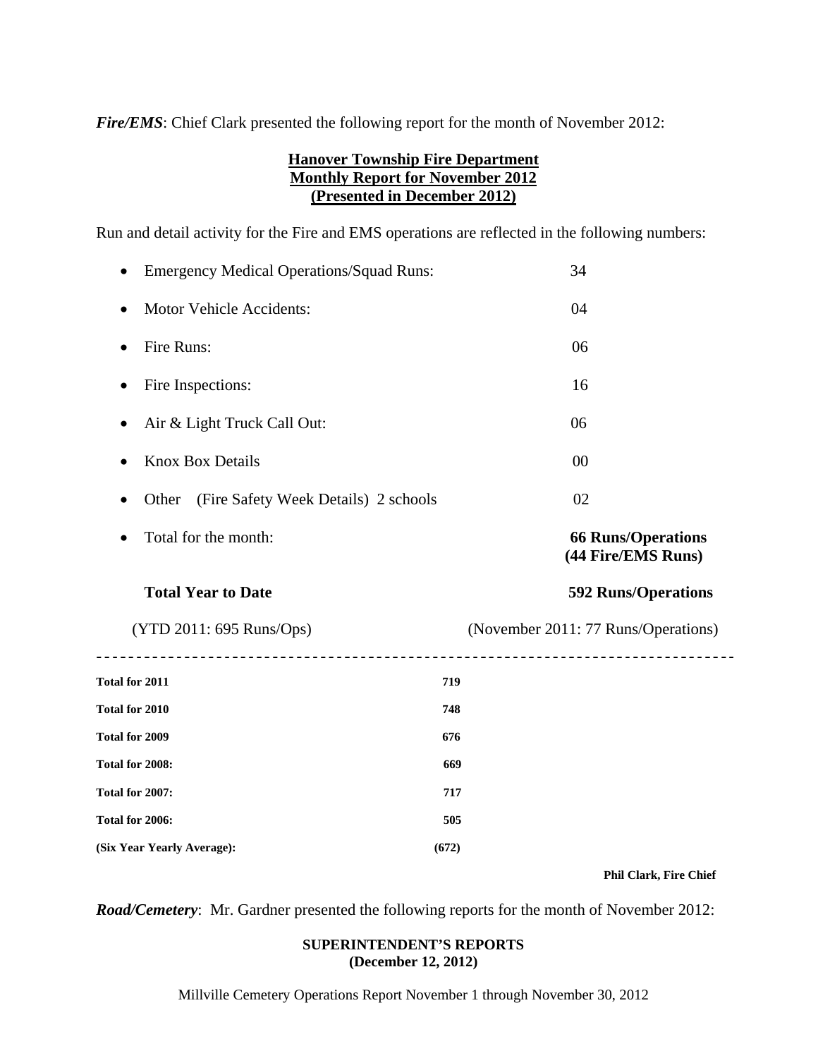***Fire/EMS***: Chief Clark presented the following report for the month of November 2012:

**Hanover Township Fire Department**
**Monthly Report for November 2012**
**(Presented in December 2012)**

Run and detail activity for the Fire and EMS operations are reflected in the following numbers:

- Emergency Medical Operations/Squad Runs: 34
- Motor Vehicle Accidents: 04
- Fire Runs: 06
- Fire Inspections: 16
- Air & Light Truck Call Out: 06
- Knox Box Details 00
- Other (Fire Safety Week Details) 2 schools 02
- Total for the month: **66 Runs/Operations (44 Fire/EMS Runs)**

**Total Year to Date** **592 Runs/Operations**

(YTD 2011: 695 Runs/Ops) (November 2011: 77 Runs/Operations)

---

| | |
|---|---|
| **Total for 2011** | **719** |
| **Total for 2010** | **748** |
| **Total for 2009** | **676** |
| **Total for 2008:** | **669** |
| **Total for 2007:** | **717** |
| **Total for 2006:** | **505** |
| **(Six Year Yearly Average):** | **(672)** |

**Phil Clark, Fire Chief**

***Road/Cemetery***: Mr. Gardner presented the following reports for the month of November 2012:

**SUPERINTENDENT'S REPORTS**
**(December 12, 2012)**

Millville Cemetery Operations Report November 1 through November 30, 2012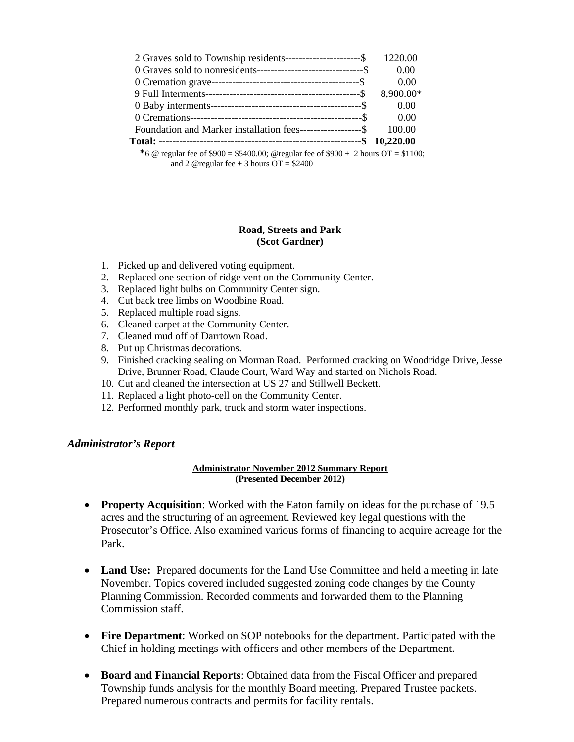| | |
|---|---|
| 2 Graves sold to Township residents----------------------$ | 1220.00 |
| 0 Graves sold to nonresidents--------------------------------$ | 0.00 |
| 0 Cremation grave--------------------------------------------$ | 0.00 |
| 9 Full Interments----------------------------------------------$ | 8,900.00* |
| 0 Baby interments---------------------------------------------$ | 0.00 |
| 0 Cremations---------------------------------------------------$ | 0.00 |
| Foundation and Marker installation fees------------------$ | 100.00 |
| **Total: ------------------------------------------------------------$** | **10,220.00** |

**\***6 @ regular fee of $900 = $5400.00; @regular fee of $900 + 2 hours OT = $1100; and 2 @regular fee + 3 hours OT = $2400

**Road, Streets and Park**
**(Scot Gardner)**

1. Picked up and delivered voting equipment.
2. Replaced one section of ridge vent on the Community Center.
3. Replaced light bulbs on Community Center sign.
4. Cut back tree limbs on Woodbine Road.
5. Replaced multiple road signs.
6. Cleaned carpet at the Community Center.
7. Cleaned mud off of Darrtown Road.
8. Put up Christmas decorations.
9. Finished cracking sealing on Morman Road. Performed cracking on Woodridge Drive, Jesse Drive, Brunner Road, Claude Court, Ward Way and started on Nichols Road.
10. Cut and cleaned the intersection at US 27 and Stillwell Beckett.
11. Replaced a light photo-cell on the Community Center.
12. Performed monthly park, truck and storm water inspections.

### *Administrator's Report*

**Administrator November 2012 Summary Report**
**(Presented December 2012)**

- **Property Acquisition**: Worked with the Eaton family on ideas for the purchase of 19.5 acres and the structuring of an agreement. Reviewed key legal questions with the Prosecutor's Office. Also examined various forms of financing to acquire acreage for the Park.

- **Land Use:** Prepared documents for the Land Use Committee and held a meeting in late November. Topics covered included suggested zoning code changes by the County Planning Commission. Recorded comments and forwarded them to the Planning Commission staff.

- **Fire Department**: Worked on SOP notebooks for the department. Participated with the Chief in holding meetings with officers and other members of the Department.

- **Board and Financial Reports**: Obtained data from the Fiscal Officer and prepared Township funds analysis for the monthly Board meeting. Prepared Trustee packets. Prepared numerous contracts and permits for facility rentals.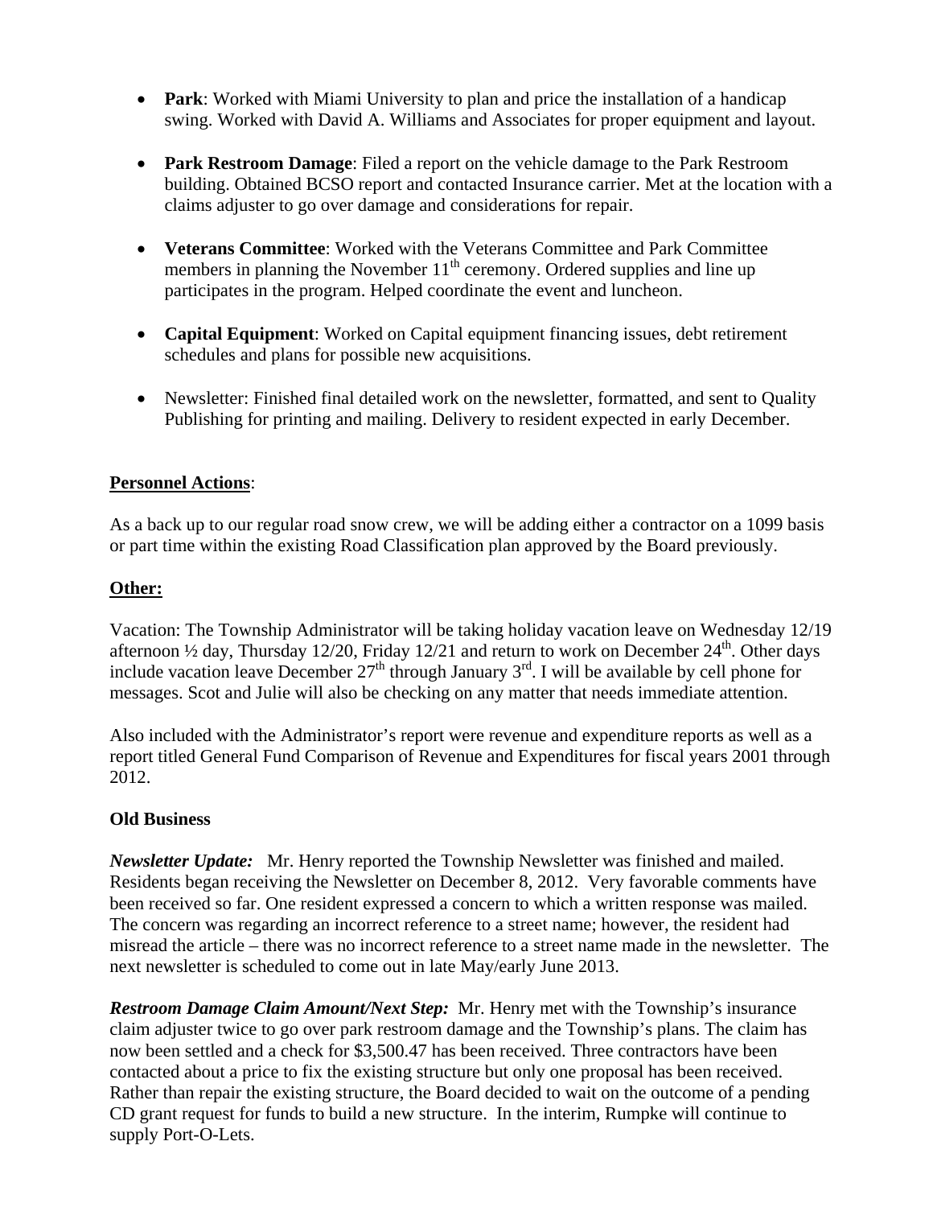- **Park**: Worked with Miami University to plan and price the installation of a handicap swing. Worked with David A. Williams and Associates for proper equipment and layout.

- **Park Restroom Damage**: Filed a report on the vehicle damage to the Park Restroom building. Obtained BCSO report and contacted Insurance carrier. Met at the location with a claims adjuster to go over damage and considerations for repair.

- **Veterans Committee**: Worked with the Veterans Committee and Park Committee members in planning the November 11th ceremony. Ordered supplies and line up participates in the program. Helped coordinate the event and luncheon.

- **Capital Equipment**: Worked on Capital equipment financing issues, debt retirement schedules and plans for possible new acquisitions.

- Newsletter: Finished final detailed work on the newsletter, formatted, and sent to Quality Publishing for printing and mailing. Delivery to resident expected in early December.

**Personnel Actions**:

As a back up to our regular road snow crew, we will be adding either a contractor on a 1099 basis or part time within the existing Road Classification plan approved by the Board previously.

**Other:**

Vacation: The Township Administrator will be taking holiday vacation leave on Wednesday 12/19 afternoon ½ day, Thursday 12/20, Friday 12/21 and return to work on December 24th. Other days include vacation leave December 27th through January 3rd. I will be available by cell phone for messages. Scot and Julie will also be checking on any matter that needs immediate attention.

Also included with the Administrator's report were revenue and expenditure reports as well as a report titled General Fund Comparison of Revenue and Expenditures for fiscal years 2001 through 2012.

**Old Business**

***Newsletter Update:*** Mr. Henry reported the Township Newsletter was finished and mailed. Residents began receiving the Newsletter on December 8, 2012. Very favorable comments have been received so far. One resident expressed a concern to which a written response was mailed. The concern was regarding an incorrect reference to a street name; however, the resident had misread the article – there was no incorrect reference to a street name made in the newsletter. The next newsletter is scheduled to come out in late May/early June 2013.

***Restroom Damage Claim Amount/Next Step:*** Mr. Henry met with the Township's insurance claim adjuster twice to go over park restroom damage and the Township's plans. The claim has now been settled and a check for $3,500.47 has been received. Three contractors have been contacted about a price to fix the existing structure but only one proposal has been received. Rather than repair the existing structure, the Board decided to wait on the outcome of a pending CD grant request for funds to build a new structure. In the interim, Rumpke will continue to supply Port-O-Lets.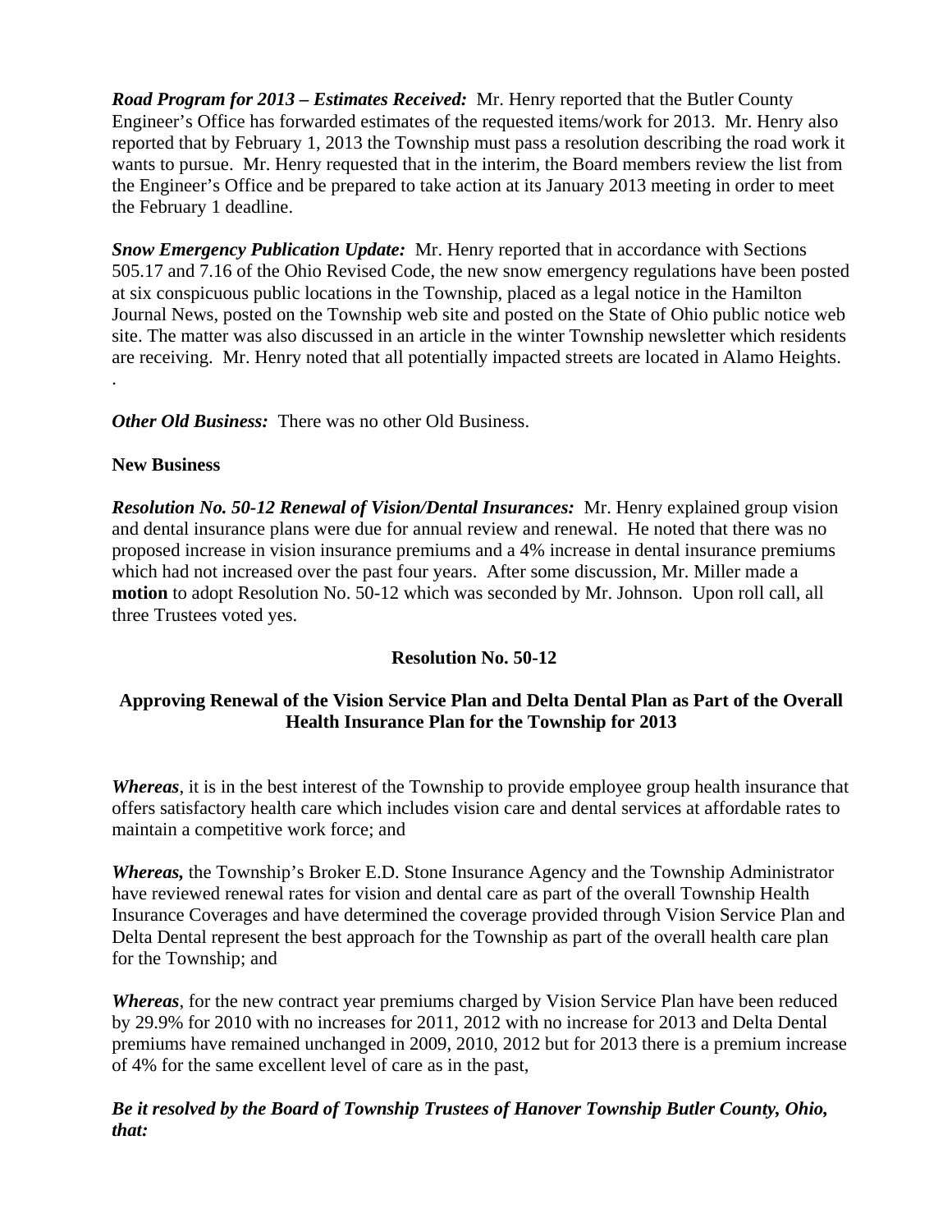***Road Program for 2013 – Estimates Received:*** Mr. Henry reported that the Butler County Engineer's Office has forwarded estimates of the requested items/work for 2013. Mr. Henry also reported that by February 1, 2013 the Township must pass a resolution describing the road work it wants to pursue. Mr. Henry requested that in the interim, the Board members review the list from the Engineer's Office and be prepared to take action at its January 2013 meeting in order to meet the February 1 deadline.

***Snow Emergency Publication Update:*** Mr. Henry reported that in accordance with Sections 505.17 and 7.16 of the Ohio Revised Code, the new snow emergency regulations have been posted at six conspicuous public locations in the Township, placed as a legal notice in the Hamilton Journal News, posted on the Township web site and posted on the State of Ohio public notice web site. The matter was also discussed in an article in the winter Township newsletter which residents are receiving. Mr. Henry noted that all potentially impacted streets are located in Alamo Heights.
.

***Other Old Business:*** There was no other Old Business.

**New Business**

***Resolution No. 50-12 Renewal of Vision/Dental Insurances:*** Mr. Henry explained group vision and dental insurance plans were due for annual review and renewal. He noted that there was no proposed increase in vision insurance premiums and a 4% increase in dental insurance premiums which had not increased over the past four years. After some discussion, Mr. Miller made a **motion** to adopt Resolution No. 50-12 which was seconded by Mr. Johnson. Upon roll call, all three Trustees voted yes.

**Resolution No. 50-12**

**Approving Renewal of the Vision Service Plan and Delta Dental Plan as Part of the Overall Health Insurance Plan for the Township for 2013**

***Whereas***, it is in the best interest of the Township to provide employee group health insurance that offers satisfactory health care which includes vision care and dental services at affordable rates to maintain a competitive work force; and

***Whereas,*** the Township's Broker E.D. Stone Insurance Agency and the Township Administrator have reviewed renewal rates for vision and dental care as part of the overall Township Health Insurance Coverages and have determined the coverage provided through Vision Service Plan and Delta Dental represent the best approach for the Township as part of the overall health care plan for the Township; and

***Whereas***, for the new contract year premiums charged by Vision Service Plan have been reduced by 29.9% for 2010 with no increases for 2011, 2012 with no increase for 2013 and Delta Dental premiums have remained unchanged in 2009, 2010, 2012 but for 2013 there is a premium increase of 4% for the same excellent level of care as in the past,

***Be it resolved by the Board of Township Trustees of Hanover Township Butler County, Ohio, that:***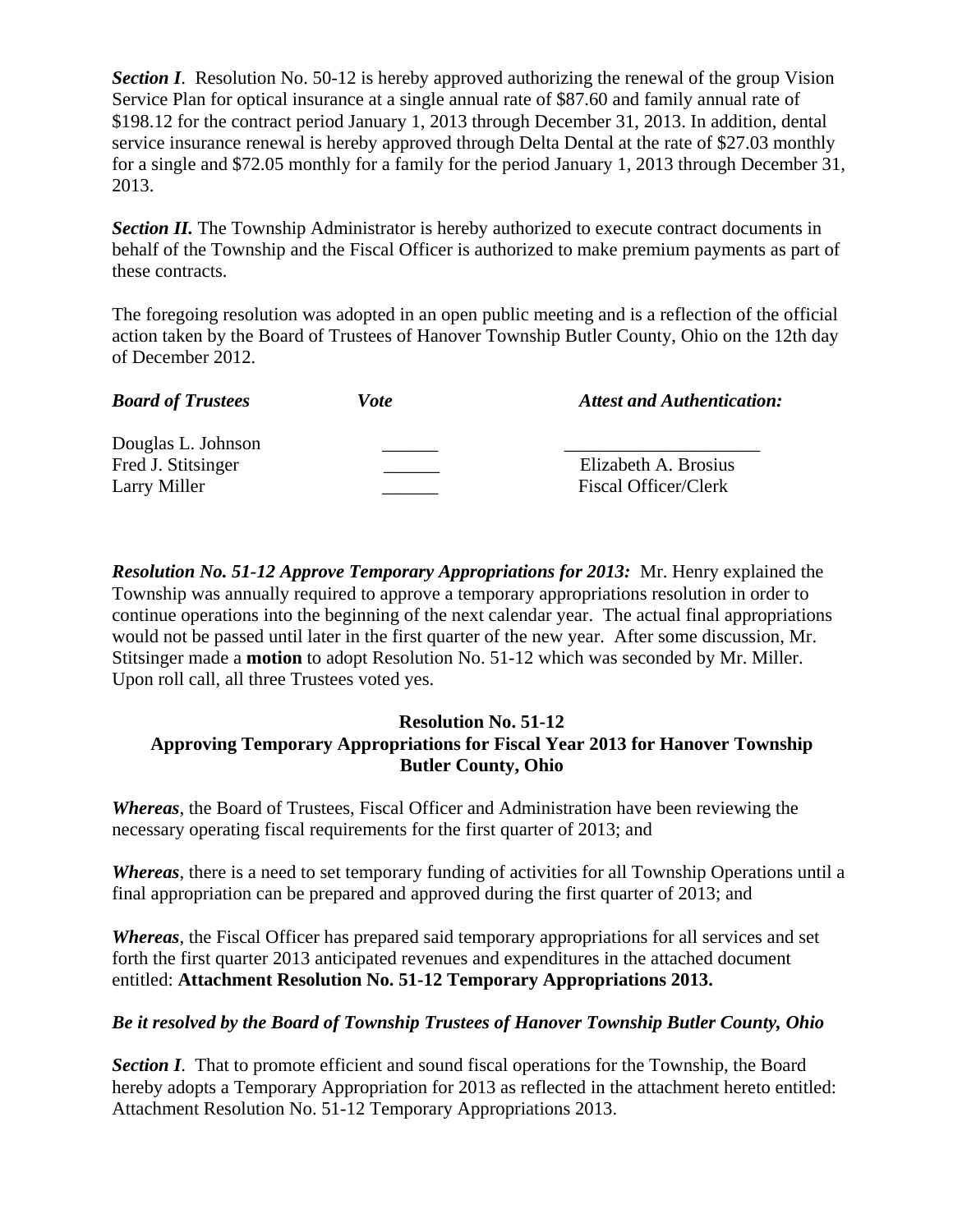***Section I***. Resolution No. 50-12 is hereby approved authorizing the renewal of the group Vision Service Plan for optical insurance at a single annual rate of $87.60 and family annual rate of $198.12 for the contract period January 1, 2013 through December 31, 2013. In addition, dental service insurance renewal is hereby approved through Delta Dental at the rate of $27.03 monthly for a single and $72.05 monthly for a family for the period January 1, 2013 through December 31, 2013.

***Section II.*** The Township Administrator is hereby authorized to execute contract documents in behalf of the Township and the Fiscal Officer is authorized to make premium payments as part of these contracts.

The foregoing resolution was adopted in an open public meeting and is a reflection of the official action taken by the Board of Trustees of Hanover Township Butler County, Ohio on the 12th day of December 2012.

| ***Board of Trustees*** | ***Vote*** | ***Attest and Authentication:*** |
|---|---|---|
| Douglas L. Johnson | ______ | _____________________ |
| Fred J. Stitsinger | ______ | Elizabeth A. Brosius |
| Larry Miller | ______ | Fiscal Officer/Clerk |

***Resolution No. 51-12 Approve Temporary Appropriations for 2013:*** Mr. Henry explained the Township was annually required to approve a temporary appropriations resolution in order to continue operations into the beginning of the next calendar year. The actual final appropriations would not be passed until later in the first quarter of the new year. After some discussion, Mr. Stitsinger made a **motion** to adopt Resolution No. 51-12 which was seconded by Mr. Miller. Upon roll call, all three Trustees voted yes.

**Resolution No. 51-12**
**Approving Temporary Appropriations for Fiscal Year 2013 for Hanover Township Butler County, Ohio**

***Whereas***, the Board of Trustees, Fiscal Officer and Administration have been reviewing the necessary operating fiscal requirements for the first quarter of 2013; and

***Whereas***, there is a need to set temporary funding of activities for all Township Operations until a final appropriation can be prepared and approved during the first quarter of 2013; and

***Whereas***, the Fiscal Officer has prepared said temporary appropriations for all services and set forth the first quarter 2013 anticipated revenues and expenditures in the attached document entitled: **Attachment Resolution No. 51-12 Temporary Appropriations 2013.**

***Be it resolved by the Board of Township Trustees of Hanover Township Butler County, Ohio***

***Section I***. That to promote efficient and sound fiscal operations for the Township, the Board hereby adopts a Temporary Appropriation for 2013 as reflected in the attachment hereto entitled: Attachment Resolution No. 51-12 Temporary Appropriations 2013.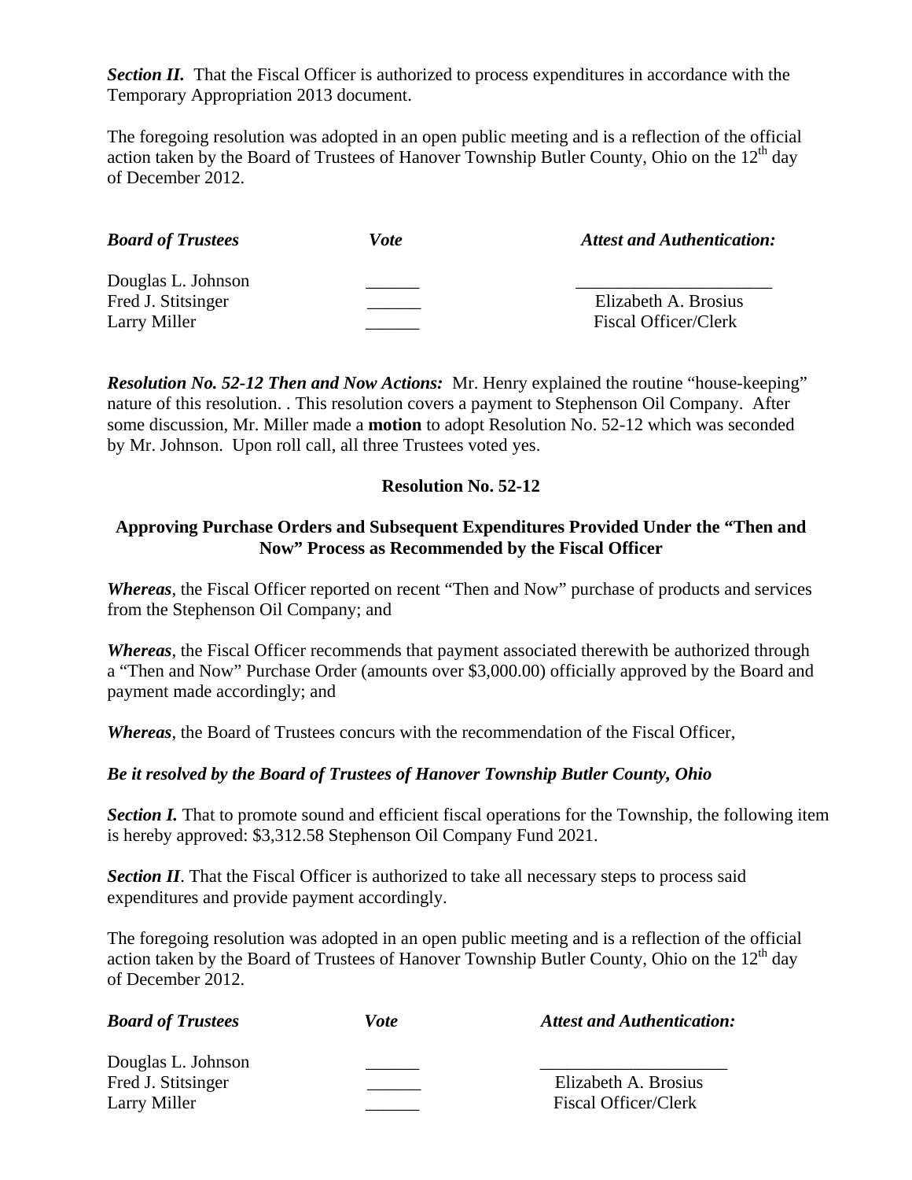***Section II.*** That the Fiscal Officer is authorized to process expenditures in accordance with the Temporary Appropriation 2013 document.

The foregoing resolution was adopted in an open public meeting and is a reflection of the official action taken by the Board of Trustees of Hanover Township Butler County, Ohio on the 12th day of December 2012.

| ***Board of Trustees*** | ***Vote*** | ***Attest and Authentication:*** |
|---|---|---|
| Douglas L. Johnson | ______ | ______________________ |
| Fred J. Stitsinger | ______ | Elizabeth A. Brosius |
| Larry Miller | ______ | Fiscal Officer/Clerk |

***Resolution No. 52-12 Then and Now Actions:*** Mr. Henry explained the routine "house-keeping" nature of this resolution. . This resolution covers a payment to Stephenson Oil Company. After some discussion, Mr. Miller made a **motion** to adopt Resolution No. 52-12 which was seconded by Mr. Johnson. Upon roll call, all three Trustees voted yes.

**Resolution No. 52-12**

**Approving Purchase Orders and Subsequent Expenditures Provided Under the "Then and Now" Process as Recommended by the Fiscal Officer**

***Whereas***, the Fiscal Officer reported on recent "Then and Now" purchase of products and services from the Stephenson Oil Company; and

***Whereas***, the Fiscal Officer recommends that payment associated therewith be authorized through a "Then and Now" Purchase Order (amounts over $3,000.00) officially approved by the Board and payment made accordingly; and

***Whereas***, the Board of Trustees concurs with the recommendation of the Fiscal Officer,

***Be it resolved by the Board of Trustees of Hanover Township Butler County, Ohio***

***Section I.*** That to promote sound and efficient fiscal operations for the Township, the following item is hereby approved: $3,312.58 Stephenson Oil Company Fund 2021.

***Section II***. That the Fiscal Officer is authorized to take all necessary steps to process said expenditures and provide payment accordingly.

The foregoing resolution was adopted in an open public meeting and is a reflection of the official action taken by the Board of Trustees of Hanover Township Butler County, Ohio on the 12th day of December 2012.

| ***Board of Trustees*** | ***Vote*** | ***Attest and Authentication:*** |
|---|---|---|
| Douglas L. Johnson | ______ | _____________________ |
| Fred J. Stitsinger | ______ | Elizabeth A. Brosius |
| Larry Miller | ______ | Fiscal Officer/Clerk |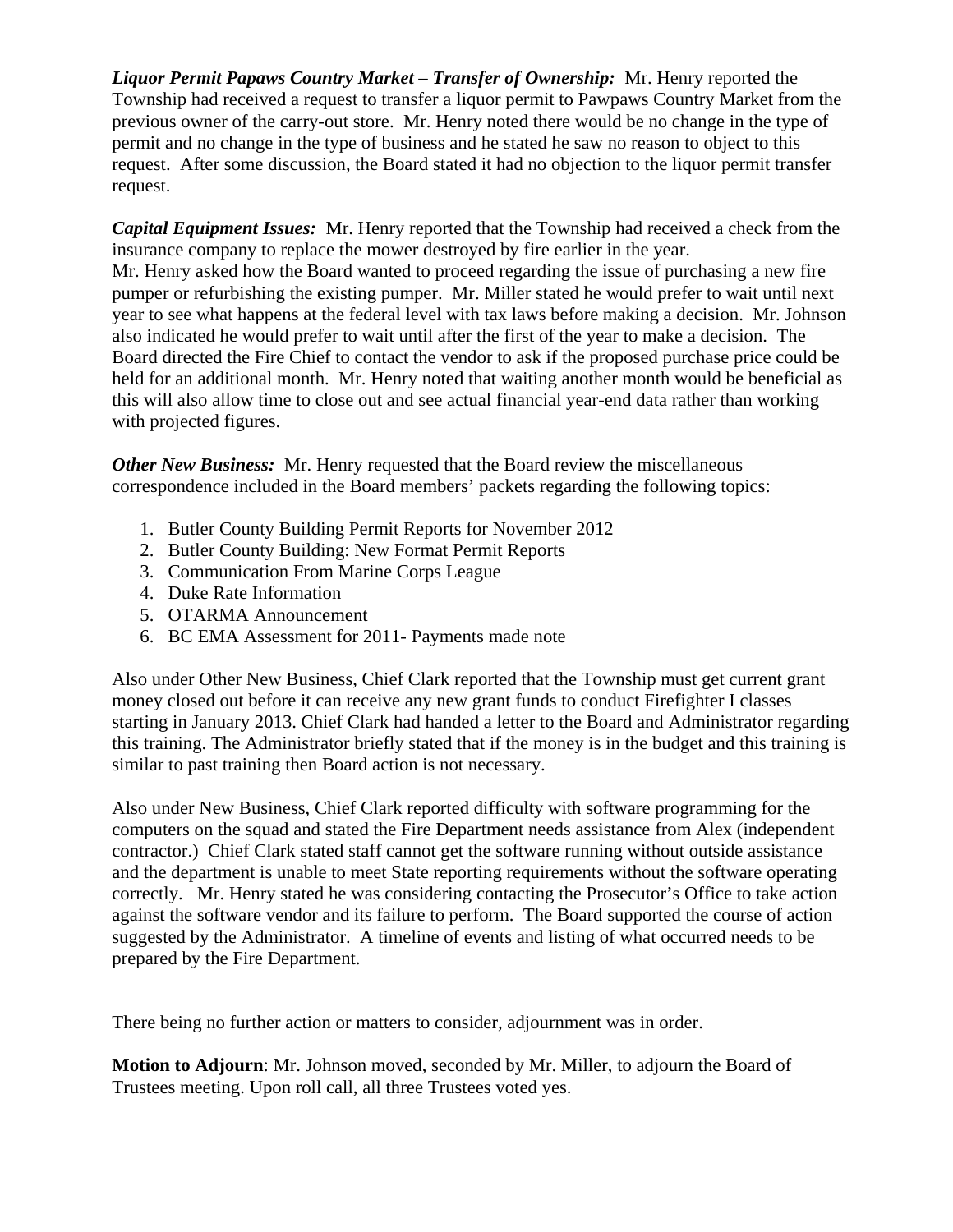***Liquor Permit Papaws Country Market – Transfer of Ownership:*** Mr. Henry reported the Township had received a request to transfer a liquor permit to Pawpaws Country Market from the previous owner of the carry-out store. Mr. Henry noted there would be no change in the type of permit and no change in the type of business and he stated he saw no reason to object to this request. After some discussion, the Board stated it had no objection to the liquor permit transfer request.

***Capital Equipment Issues:*** Mr. Henry reported that the Township had received a check from the insurance company to replace the mower destroyed by fire earlier in the year.
Mr. Henry asked how the Board wanted to proceed regarding the issue of purchasing a new fire pumper or refurbishing the existing pumper. Mr. Miller stated he would prefer to wait until next year to see what happens at the federal level with tax laws before making a decision. Mr. Johnson also indicated he would prefer to wait until after the first of the year to make a decision. The Board directed the Fire Chief to contact the vendor to ask if the proposed purchase price could be held for an additional month. Mr. Henry noted that waiting another month would be beneficial as this will also allow time to close out and see actual financial year-end data rather than working with projected figures.

***Other New Business:*** Mr. Henry requested that the Board review the miscellaneous correspondence included in the Board members' packets regarding the following topics:

1. Butler County Building Permit Reports for November 2012
2. Butler County Building: New Format Permit Reports
3. Communication From Marine Corps League
4. Duke Rate Information
5. OTARMA Announcement
6. BC EMA Assessment for 2011- Payments made note

Also under Other New Business, Chief Clark reported that the Township must get current grant money closed out before it can receive any new grant funds to conduct Firefighter I classes starting in January 2013. Chief Clark had handed a letter to the Board and Administrator regarding this training. The Administrator briefly stated that if the money is in the budget and this training is similar to past training then Board action is not necessary.

Also under New Business, Chief Clark reported difficulty with software programming for the computers on the squad and stated the Fire Department needs assistance from Alex (independent contractor.) Chief Clark stated staff cannot get the software running without outside assistance and the department is unable to meet State reporting requirements without the software operating correctly. Mr. Henry stated he was considering contacting the Prosecutor's Office to take action against the software vendor and its failure to perform. The Board supported the course of action suggested by the Administrator. A timeline of events and listing of what occurred needs to be prepared by the Fire Department.

There being no further action or matters to consider, adjournment was in order.

**Motion to Adjourn**: Mr. Johnson moved, seconded by Mr. Miller, to adjourn the Board of Trustees meeting. Upon roll call, all three Trustees voted yes.